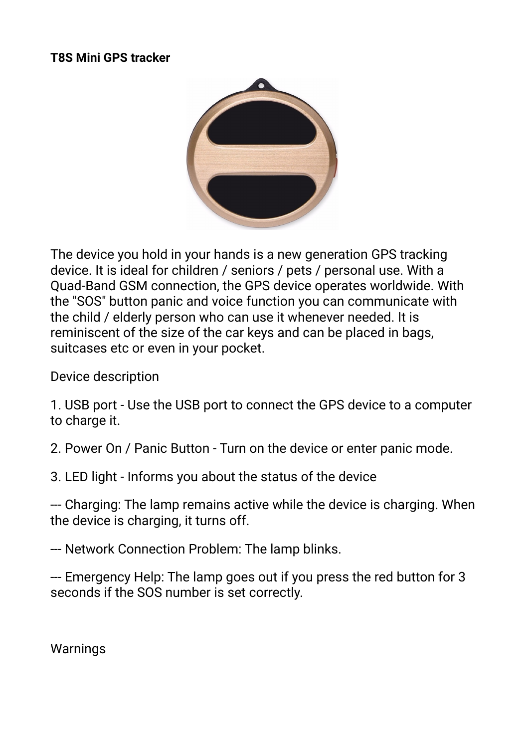**T8S Mini GPS tracker**

The device you hold in your hands is a new generation GPS tracking device. It is ideal for children / seniors / pets / personal use. With a Quad-Band GSM connection, the GPS device operates worldwide. With the "SOS" button panic and voice function you can communicate with the child / elderly person who can use it whenever needed. It is reminiscent of the size of the car keys and can be placed in bags, suitcases etc or even in your pocket.

Device description

1. USB port - Use the USB port to connect the GPS device to a computer to charge it.

2. Power On / Panic Button - Turn on the device or enter panic mode.

3. LED light - Informs you about the status of the device

--- Charging: The lamp remains active while the device is charging. When the device is charging, it turns off.

--- Network Connection Problem: The lamp blinks.

--- Emergency Help: The lamp goes out if you press the red button for 3 seconds if the SOS number is set correctly.

Warnings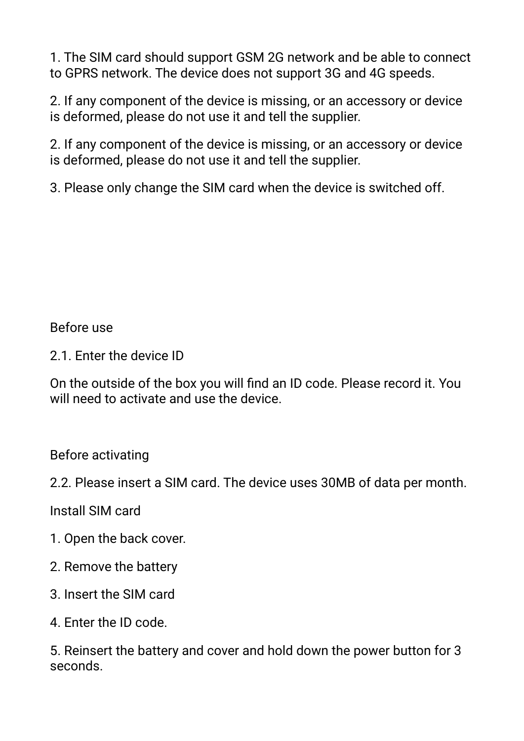1. The SIM card should support GSM 2G network and be able to connect to GPRS network. The device does not support 3G and 4G speeds.

2. If any component of the device is missing, or an accessory or device is deformed, please do not use it and tell the supplier.

2. If any component of the device is missing, or an accessory or device is deformed, please do not use it and tell the supplier.

3. Please only change the SIM card when the device is switched off.

Before use

2.1. Enter the device ID

On the outside of the box you will find an ID code. Please record it. You will need to activate and use the device.

Before activating

2.2. Please insert a SIM card. The device uses 30MB of data per month.

Install SIM card

1. Open the back cover.

2. Remove the battery

3. Insert the SIM card

4. Enter the ID code.

5. Reinsert the battery and cover and hold down the power button for 3 seconds.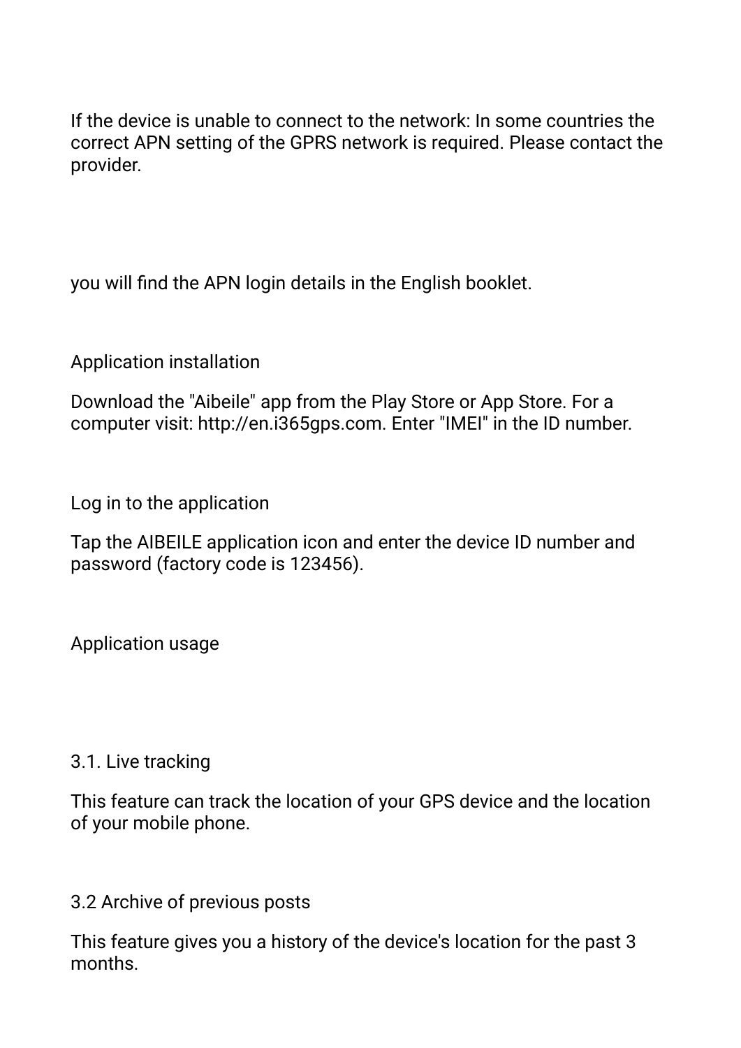If the device is unable to connect to the network: In some countries the correct APN setting of the GPRS network is required. Please contact the provider.

you will find the APN login details in the English booklet.

Application installation

Download the "Aibeile" app from the Play Store or App Store. For a computer visit: http://en.i365gps.com. Enter "IMEI" in the ID number.

Log in to the application

Tap the AIBEILE application icon and enter the device ID number and password (factory code is 123456).

Application usage

3.1. Live tracking

This feature can track the location of your GPS device and the location of your mobile phone.

3.2 Archive of previous posts

This feature gives you a history of the device's location for the past 3 months.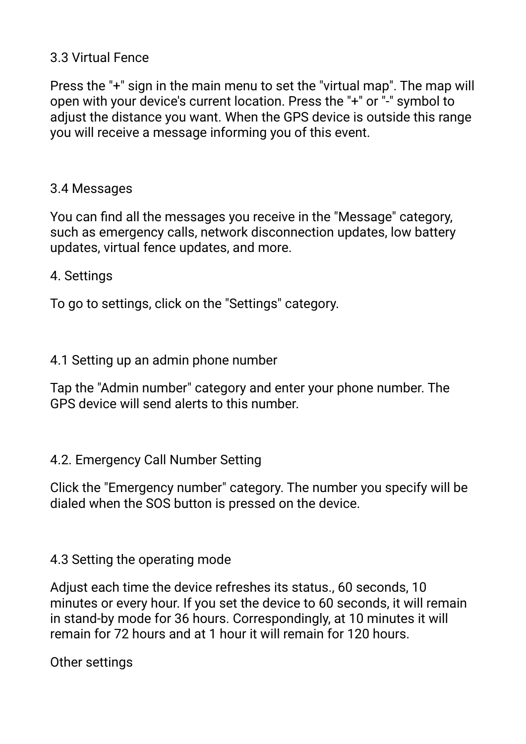### 3.3 Virtual Fence

Press the "+" sign in the main menu to set the "virtual map". The map will open with your device's current location. Press the "+" or "-" symbol to adjust the distance you want. When the GPS device is outside this range you will receive a message informing you of this event.

### 3.4 Messages

You can find all the messages you receive in the "Message" category, such as emergency calls, network disconnection updates, low battery updates, virtual fence updates, and more.

## 4. Settings

To go to settings, click on the "Settings" category.

### 4.1 Setting up an admin phone number

Tap the "Admin number" category and enter your phone number. The GPS device will send alerts to this number.

### 4.2. Emergency Call Number Setting

Click the "Emergency number" category. The number you specify will be dialed when the SOS button is pressed on the device.

### 4.3 Setting the operating mode

Adjust each time the device refreshes its status., 60 seconds, 10 minutes or every hour. If you set the device to 60 seconds, it will remain in stand-by mode for 36 hours. Correspondingly, at 10 minutes it will remain for 72 hours and at 1 hour it will remain for 120 hours.

Other settings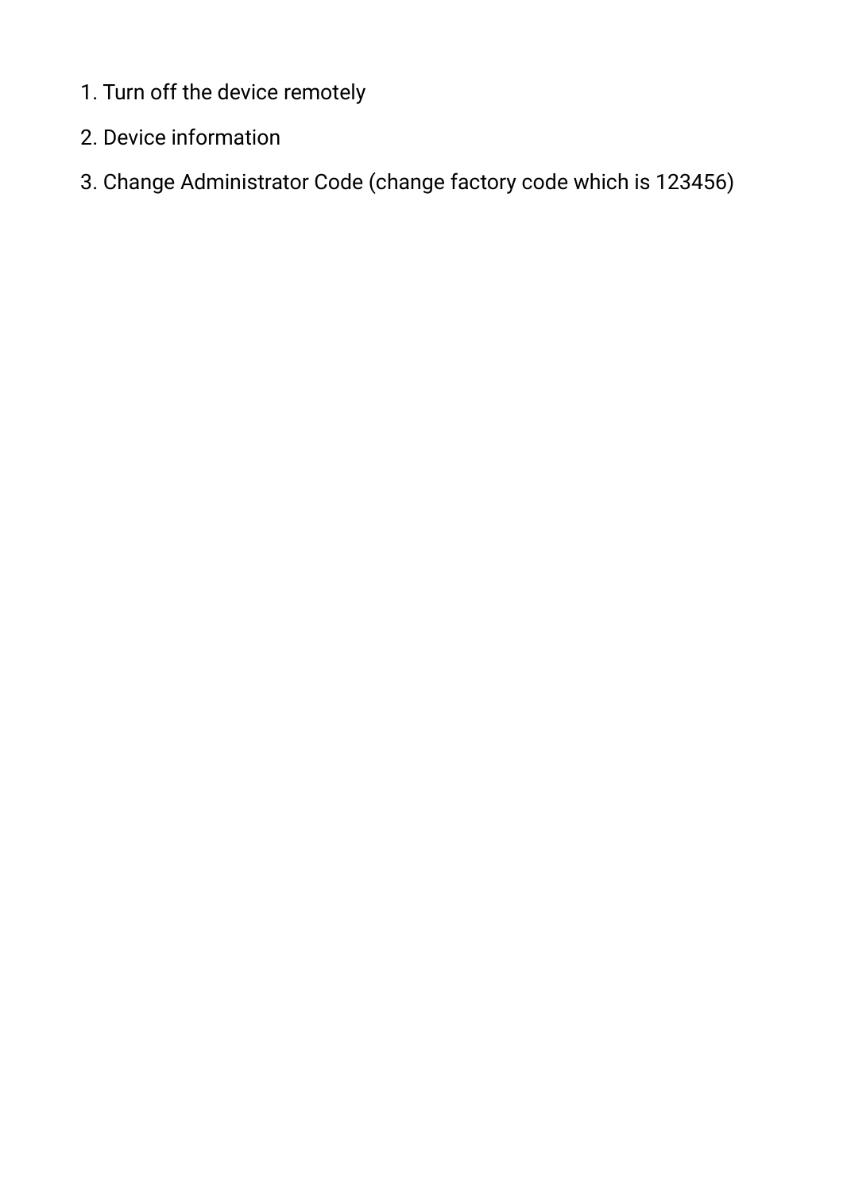1. Turn off the device remotely
2. Device information
3. Change Administrator Code (change factory code which is 123456)